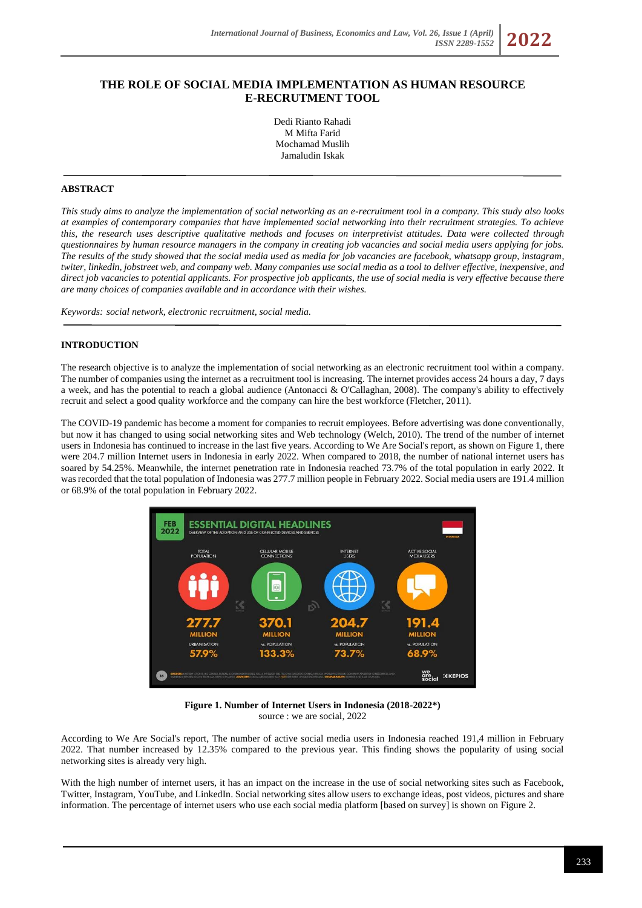# THE ROLE OF SOCIAL MEDIA IMPLEMENTATION AS HUMAN RESOURCE E-RECRUTMENT TOOL

Dedi Rianto Rahadi
M Mifta Farid
Mochamad Muslih
Jamaludin Iskak

## ABSTRACT

*This study aims to analyze the implementation of social networking as an e-recruitment tool in a company. This study also looks at examples of contemporary companies that have implemented social networking into their recruitment strategies. To achieve this, the research uses descriptive qualitative methods and focuses on interpretivist attitudes. Data were collected through questionnaires by human resource managers in the company in creating job vacancies and social media users applying for jobs. The results of the study showed that the social media used as media for job vacancies are facebook, whatsapp group, instagram, twiter, linkedln, jobstreet web, and company web. Many companies use social media as a tool to deliver effective, inexpensive, and direct job vacancies to potential applicants. For prospective job applicants, the use of social media is very effective because there are many choices of companies available and in accordance with their wishes.*

*Keywords: social network, electronic recruitment, social media.*

## INTRODUCTION

The research objective is to analyze the implementation of social networking as an electronic recruitment tool within a company. The number of companies using the internet as a recruitment tool is increasing. The internet provides access 24 hours a day, 7 days a week, and has the potential to reach a global audience (Antonacci & O'Callaghan, 2008). The company's ability to effectively recruit and select a good quality workforce and the company can hire the best workforce (Fletcher, 2011).

The COVID-19 pandemic has become a moment for companies to recruit employees. Before advertising was done conventionally, but now it has changed to using social networking sites and Web technology (Welch, 2010). The trend of the number of internet users in Indonesia has continued to increase in the last five years. According to We Are Social's report, as shown on Figure 1, there were 204.7 million Internet users in Indonesia in early 2022. When compared to 2018, the number of national internet users has soared by 54.25%. Meanwhile, the internet penetration rate in Indonesia reached 73.7% of the total population in early 2022. It was recorded that the total population of Indonesia was 277.7 million people in February 2022. Social media users are 191.4 million or 68.9% of the total population in February 2022.

**Figure 1. Number of Internet Users in Indonesia (2018-2022\*)**
source : we are social, 2022

According to We Are Social's report, The number of active social media users in Indonesia reached 191,4 million in February 2022. That number increased by 12.35% compared to the previous year. This finding shows the popularity of using social networking sites is already very high.

With the high number of internet users, it has an impact on the increase in the use of social networking sites such as Facebook, Twitter, Instagram, YouTube, and LinkedIn. Social networking sites allow users to exchange ideas, post videos, pictures and share information. The percentage of internet users who use each social media platform [based on survey] is shown on Figure 2.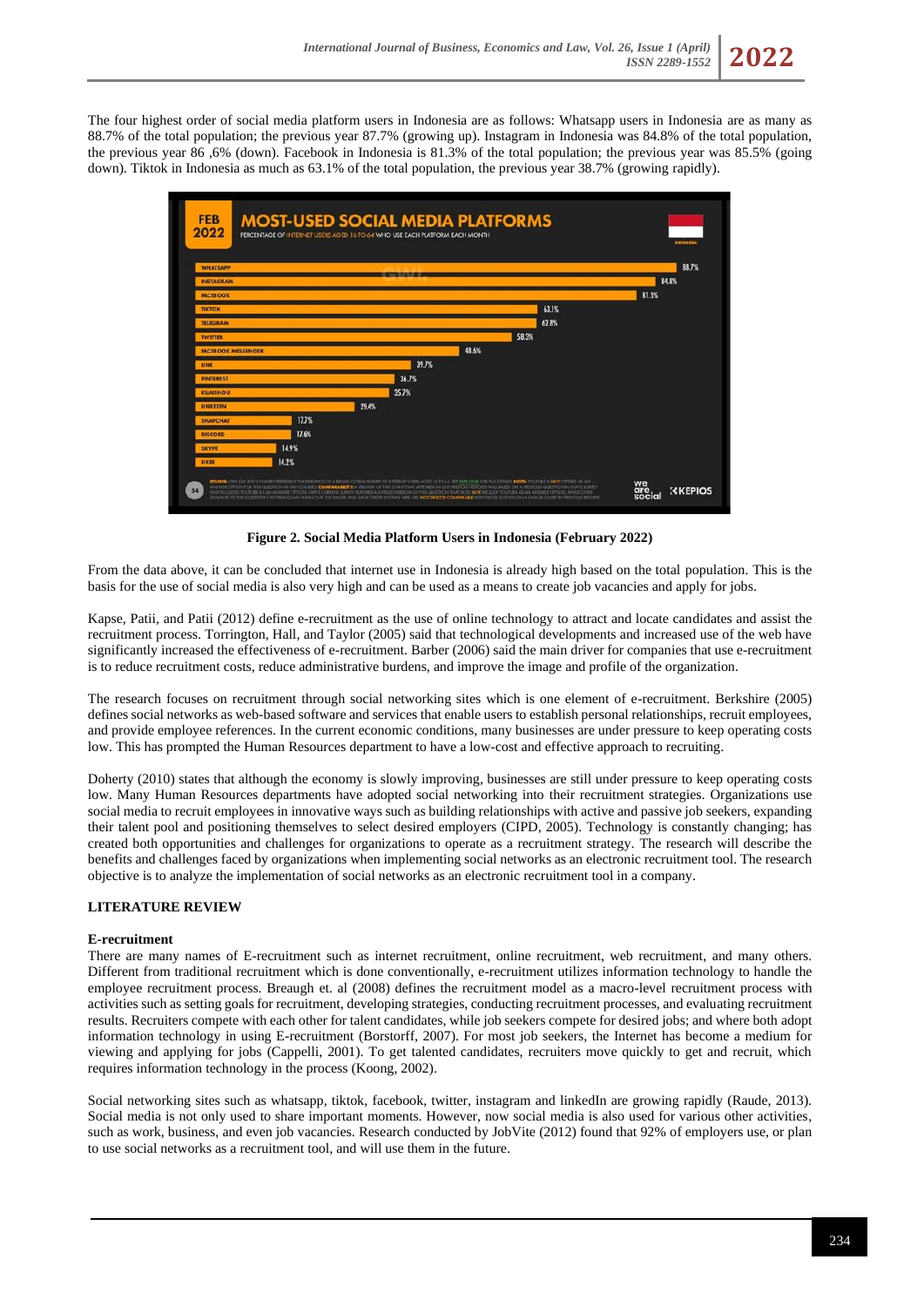The four highest order of social media platform users in Indonesia are as follows: Whatsapp users in Indonesia are as many as 88.7% of the total population; the previous year 87.7% (growing up). Instagram in Indonesia was 84.8% of the total population, the previous year 86 ,6% (down). Facebook in Indonesia is 81.3% of the total population; the previous year was 85.5% (going down). Tiktok in Indonesia as much as 63.1% of the total population, the previous year 38.7% (growing rapidly).

**Figure 2. Social Media Platform Users in Indonesia (February 2022)**

From the data above, it can be concluded that internet use in Indonesia is already high based on the total population. This is the basis for the use of social media is also very high and can be used as a means to create job vacancies and apply for jobs.

Kapse, Patii, and Patii (2012) define e-recruitment as the use of online technology to attract and locate candidates and assist the recruitment process. Torrington, Hall, and Taylor (2005) said that technological developments and increased use of the web have significantly increased the effectiveness of e-recruitment. Barber (2006) said the main driver for companies that use e-recruitment is to reduce recruitment costs, reduce administrative burdens, and improve the image and profile of the organization.

The research focuses on recruitment through social networking sites which is one element of e-recruitment. Berkshire (2005) defines social networks as web-based software and services that enable users to establish personal relationships, recruit employees, and provide employee references. In the current economic conditions, many businesses are under pressure to keep operating costs low. This has prompted the Human Resources department to have a low-cost and effective approach to recruiting.

Doherty (2010) states that although the economy is slowly improving, businesses are still under pressure to keep operating costs low. Many Human Resources departments have adopted social networking into their recruitment strategies. Organizations use social media to recruit employees in innovative ways such as building relationships with active and passive job seekers, expanding their talent pool and positioning themselves to select desired employers (CIPD, 2005). Technology is constantly changing; has created both opportunities and challenges for organizations to operate as a recruitment strategy. The research will describe the benefits and challenges faced by organizations when implementing social networks as an electronic recruitment tool. The research objective is to analyze the implementation of social networks as an electronic recruitment tool in a company.

## LITERATURE REVIEW

### E-recruitment

There are many names of E-recruitment such as internet recruitment, online recruitment, web recruitment, and many others. Different from traditional recruitment which is done conventionally, e-recruitment utilizes information technology to handle the employee recruitment process. Breaugh et. al (2008) defines the recruitment model as a macro-level recruitment process with activities such as setting goals for recruitment, developing strategies, conducting recruitment processes, and evaluating recruitment results. Recruiters compete with each other for talent candidates, while job seekers compete for desired jobs; and where both adopt information technology in using E-recruitment (Borstorff, 2007). For most job seekers, the Internet has become a medium for viewing and applying for jobs (Cappelli, 2001). To get talented candidates, recruiters move quickly to get and recruit, which requires information technology in the process (Koong, 2002).

Social networking sites such as whatsapp, tiktok, facebook, twitter, instagram and linkedIn are growing rapidly (Raude, 2013). Social media is not only used to share important moments. However, now social media is also used for various other activities, such as work, business, and even job vacancies. Research conducted by JobVite (2012) found that 92% of employers use, or plan to use social networks as a recruitment tool, and will use them in the future.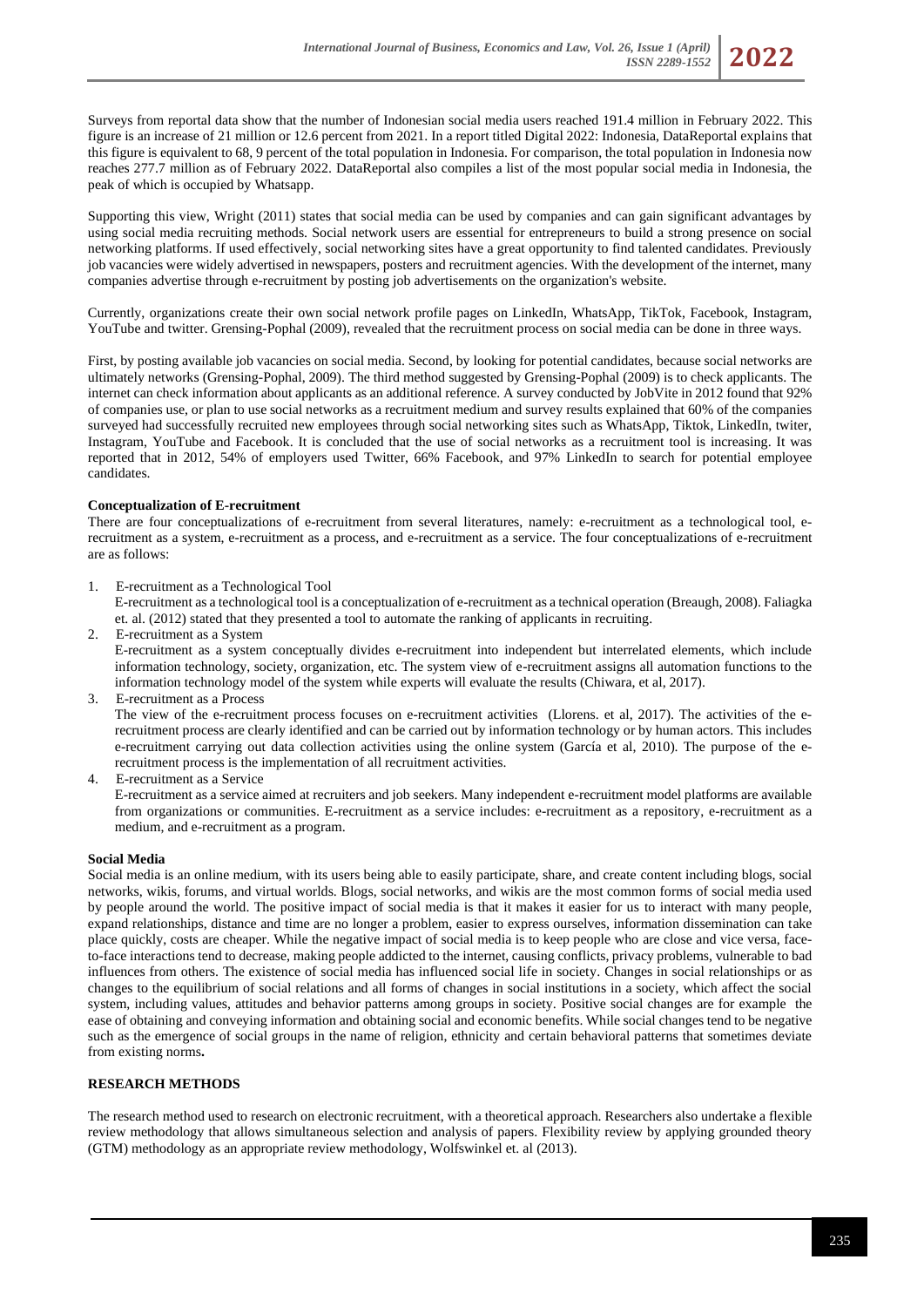Surveys from reportal data show that the number of Indonesian social media users reached 191.4 million in February 2022. This figure is an increase of 21 million or 12.6 percent from 2021. In a report titled Digital 2022: Indonesia, DataReportal explains that this figure is equivalent to 68, 9 percent of the total population in Indonesia. For comparison, the total population in Indonesia now reaches 277.7 million as of February 2022. DataReportal also compiles a list of the most popular social media in Indonesia, the peak of which is occupied by Whatsapp.

Supporting this view, Wright (2011) states that social media can be used by companies and can gain significant advantages by using social media recruiting methods. Social network users are essential for entrepreneurs to build a strong presence on social networking platforms. If used effectively, social networking sites have a great opportunity to find talented candidates. Previously job vacancies were widely advertised in newspapers, posters and recruitment agencies. With the development of the internet, many companies advertise through e-recruitment by posting job advertisements on the organization's website.

Currently, organizations create their own social network profile pages on LinkedIn, WhatsApp, TikTok, Facebook, Instagram, YouTube and twitter. Grensing-Pophal (2009), revealed that the recruitment process on social media can be done in three ways.

First, by posting available job vacancies on social media. Second, by looking for potential candidates, because social networks are ultimately networks (Grensing-Pophal, 2009). The third method suggested by Grensing-Pophal (2009) is to check applicants. The internet can check information about applicants as an additional reference. A survey conducted by JobVite in 2012 found that 92% of companies use, or plan to use social networks as a recruitment medium and survey results explained that 60% of the companies surveyed had successfully recruited new employees through social networking sites such as WhatsApp, Tiktok, LinkedIn, twiter, Instagram, YouTube and Facebook. It is concluded that the use of social networks as a recruitment tool is increasing. It was reported that in 2012, 54% of employers used Twitter, 66% Facebook, and 97% LinkedIn to search for potential employee candidates.

**Conceptualization of E-recruitment**

There are four conceptualizations of e-recruitment from several literatures, namely: e-recruitment as a technological tool, e-recruitment as a system, e-recruitment as a process, and e-recruitment as a service. The four conceptualizations of e-recruitment are as follows:

1. E-recruitment as a Technological Tool
   E-recruitment as a technological tool is a conceptualization of e-recruitment as a technical operation (Breaugh, 2008). Faliagka et. al. (2012) stated that they presented a tool to automate the ranking of applicants in recruiting.
2. E-recruitment as a System
   E-recruitment as a system conceptually divides e-recruitment into independent but interrelated elements, which include information technology, society, organization, etc. The system view of e-recruitment assigns all automation functions to the information technology model of the system while experts will evaluate the results (Chiwara, et al, 2017).
3. E-recruitment as a Process
   The view of the e-recruitment process focuses on e-recruitment activities (Llorens. et al, 2017). The activities of the e-recruitment process are clearly identified and can be carried out by information technology or by human actors. This includes e-recruitment carrying out data collection activities using the online system (García et al, 2010). The purpose of the e-recruitment process is the implementation of all recruitment activities.
4. E-recruitment as a Service
   E-recruitment as a service aimed at recruiters and job seekers. Many independent e-recruitment model platforms are available from organizations or communities. E-recruitment as a service includes: e-recruitment as a repository, e-recruitment as a medium, and e-recruitment as a program.

**Social Media**

Social media is an online medium, with its users being able to easily participate, share, and create content including blogs, social networks, wikis, forums, and virtual worlds. Blogs, social networks, and wikis are the most common forms of social media used by people around the world. The positive impact of social media is that it makes it easier for us to interact with many people, expand relationships, distance and time are no longer a problem, easier to express ourselves, information dissemination can take place quickly, costs are cheaper. While the negative impact of social media is to keep people who are close and vice versa, face-to-face interactions tend to decrease, making people addicted to the internet, causing conflicts, privacy problems, vulnerable to bad influences from others. The existence of social media has influenced social life in society. Changes in social relationships or as changes to the equilibrium of social relations and all forms of changes in social institutions in a society, which affect the social system, including values, attitudes and behavior patterns among groups in society. Positive social changes are for example the ease of obtaining and conveying information and obtaining social and economic benefits. While social changes tend to be negative such as the emergence of social groups in the name of religion, ethnicity and certain behavioral patterns that sometimes deviate from existing norms.

## RESEARCH METHODS

The research method used to research on electronic recruitment, with a theoretical approach. Researchers also undertake a flexible review methodology that allows simultaneous selection and analysis of papers. Flexibility review by applying grounded theory (GTM) methodology as an appropriate review methodology, Wolfswinkel et. al (2013).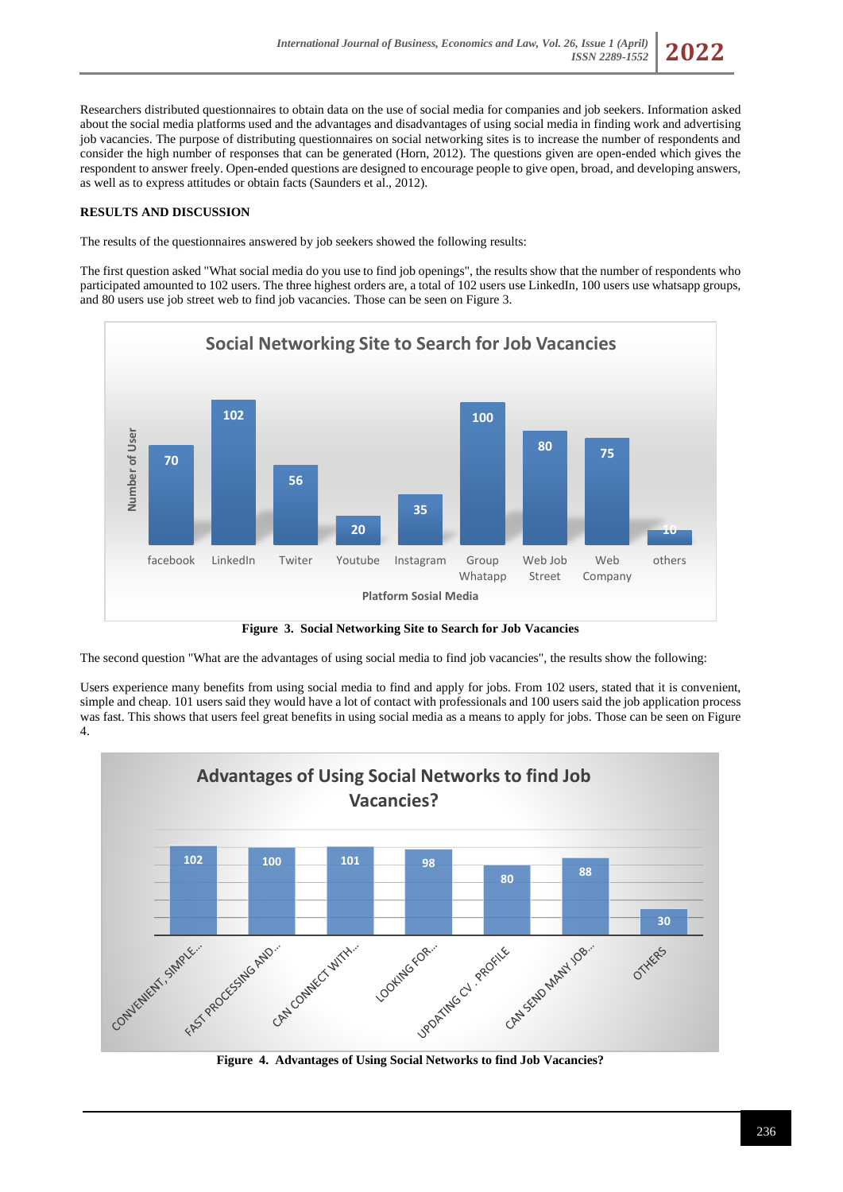Researchers distributed questionnaires to obtain data on the use of social media for companies and job seekers. Information asked about the social media platforms used and the advantages and disadvantages of using social media in finding work and advertising job vacancies. The purpose of distributing questionnaires on social networking sites is to increase the number of respondents and consider the high number of responses that can be generated (Horn, 2012). The questions given are open-ended which gives the respondent to answer freely. Open-ended questions are designed to encourage people to give open, broad, and developing answers, as well as to express attitudes or obtain facts (Saunders et al., 2012).

## RESULTS AND DISCUSSION

The results of the questionnaires answered by job seekers showed the following results:

The first question asked "What social media do you use to find job openings", the results show that the number of respondents who participated amounted to 102 users. The three highest orders are, a total of 102 users use LinkedIn, 100 users use whatsapp groups, and 80 users use job street web to find job vacancies. Those can be seen on Figure 3.

**Figure 3. Social Networking Site to Search for Job Vacancies**

The second question "What are the advantages of using social media to find job vacancies", the results show the following:

Users experience many benefits from using social media to find and apply for jobs. From 102 users, stated that it is convenient, simple and cheap. 101 users said they would have a lot of contact with professionals and 100 users said the job application process was fast. This shows that users feel great benefits in using social media as a means to apply for jobs. Those can be seen on Figure 4.

**Figure 4. Advantages of Using Social Networks to find Job Vacancies?**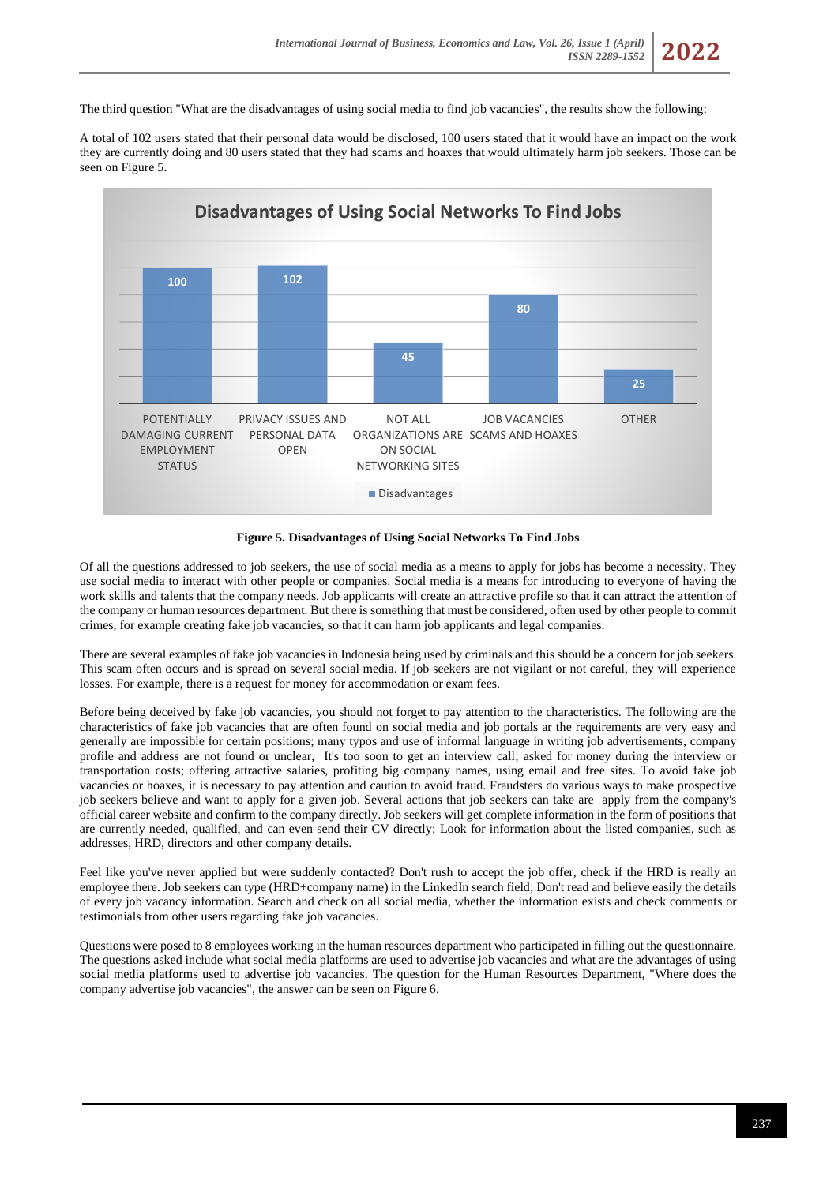The third question "What are the disadvantages of using social media to find job vacancies", the results show the following:

A total of 102 users stated that their personal data would be disclosed, 100 users stated that it would have an impact on the work they are currently doing and 80 users stated that they had scams and hoaxes that would ultimately harm job seekers. Those can be seen on Figure 5.

**Figure 5. Disadvantages of Using Social Networks To Find Jobs**

Of all the questions addressed to job seekers, the use of social media as a means to apply for jobs has become a necessity. They use social media to interact with other people or companies. Social media is a means for introducing to everyone of having the work skills and talents that the company needs. Job applicants will create an attractive profile so that it can attract the attention of the company or human resources department. But there is something that must be considered, often used by other people to commit crimes, for example creating fake job vacancies, so that it can harm job applicants and legal companies.

There are several examples of fake job vacancies in Indonesia being used by criminals and this should be a concern for job seekers. This scam often occurs and is spread on several social media. If job seekers are not vigilant or not careful, they will experience losses. For example, there is a request for money for accommodation or exam fees.

Before being deceived by fake job vacancies, you should not forget to pay attention to the characteristics. The following are the characteristics of fake job vacancies that are often found on social media and job portals ar the requirements are very easy and generally are impossible for certain positions; many typos and use of informal language in writing job advertisements, company profile and address are not found or unclear, It's too soon to get an interview call; asked for money during the interview or transportation costs; offering attractive salaries, profiting big company names, using email and free sites. To avoid fake job vacancies or hoaxes, it is necessary to pay attention and caution to avoid fraud. Fraudsters do various ways to make prospective job seekers believe and want to apply for a given job. Several actions that job seekers can take are apply from the company's official career website and confirm to the company directly. Job seekers will get complete information in the form of positions that are currently needed, qualified, and can even send their CV directly; Look for information about the listed companies, such as addresses, HRD, directors and other company details.

Feel like you've never applied but were suddenly contacted? Don't rush to accept the job offer, check if the HRD is really an employee there. Job seekers can type (HRD+company name) in the LinkedIn search field; Don't read and believe easily the details of every job vacancy information. Search and check on all social media, whether the information exists and check comments or testimonials from other users regarding fake job vacancies.

Questions were posed to 8 employees working in the human resources department who participated in filling out the questionnaire. The questions asked include what social media platforms are used to advertise job vacancies and what are the advantages of using social media platforms used to advertise job vacancies. The question for the Human Resources Department, "Where does the company advertise job vacancies", the answer can be seen on Figure 6.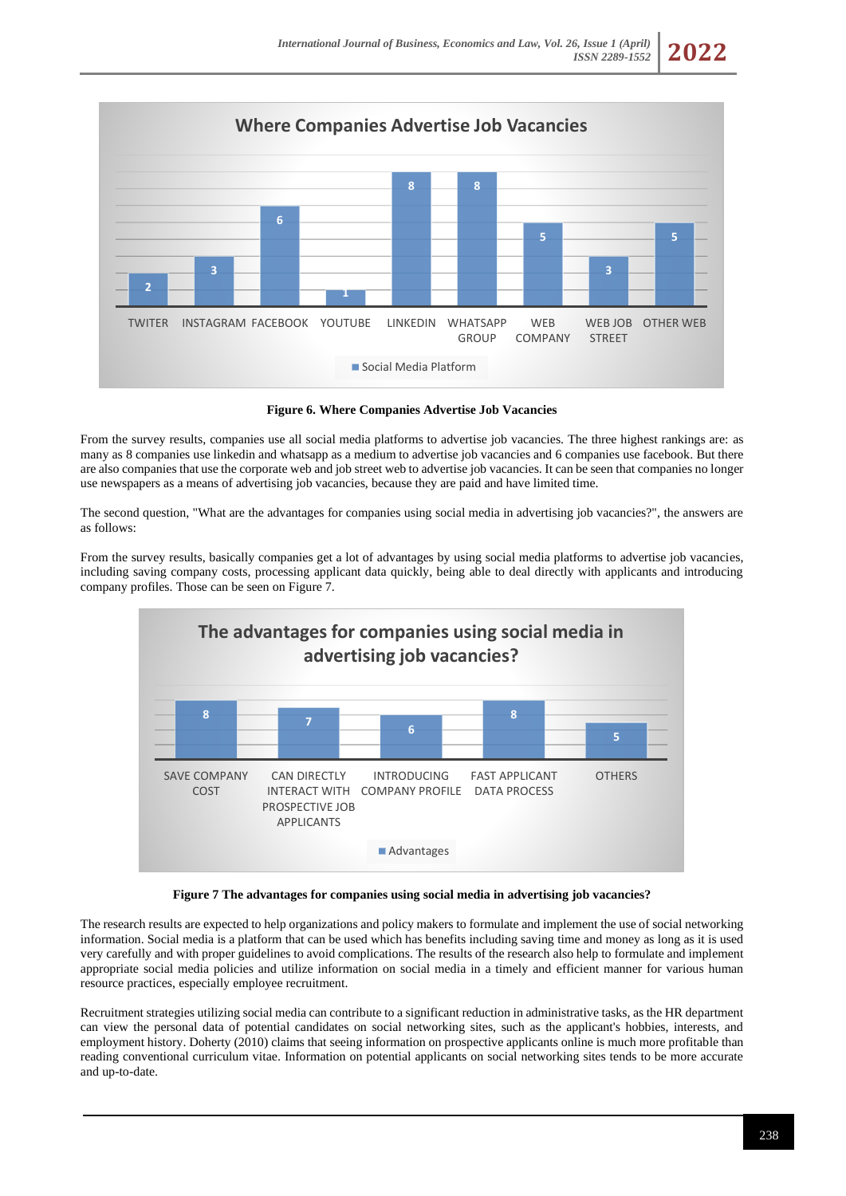Figure 6. Where Companies Advertise Job Vacancies

From the survey results, companies use all social media platforms to advertise job vacancies. The three highest rankings are: as many as 8 companies use linkedin and whatsapp as a medium to advertise job vacancies and 6 companies use facebook. But there are also companies that use the corporate web and job street web to advertise job vacancies. It can be seen that companies no longer use newspapers as a means of advertising job vacancies, because they are paid and have limited time.

The second question, "What are the advantages for companies using social media in advertising job vacancies?", the answers are as follows:

From the survey results, basically companies get a lot of advantages by using social media platforms to advertise job vacancies, including saving company costs, processing applicant data quickly, being able to deal directly with applicants and introducing company profiles. Those can be seen on Figure 7.

Figure 7 The advantages for companies using social media in advertising job vacancies?

The research results are expected to help organizations and policy makers to formulate and implement the use of social networking information. Social media is a platform that can be used which has benefits including saving time and money as long as it is used very carefully and with proper guidelines to avoid complications. The results of the research also help to formulate and implement appropriate social media policies and utilize information on social media in a timely and efficient manner for various human resource practices, especially employee recruitment.

Recruitment strategies utilizing social media can contribute to a significant reduction in administrative tasks, as the HR department can view the personal data of potential candidates on social networking sites, such as the applicant's hobbies, interests, and employment history. Doherty (2010) claims that seeing information on prospective applicants online is much more profitable than reading conventional curriculum vitae. Information on potential applicants on social networking sites tends to be more accurate and up-to-date.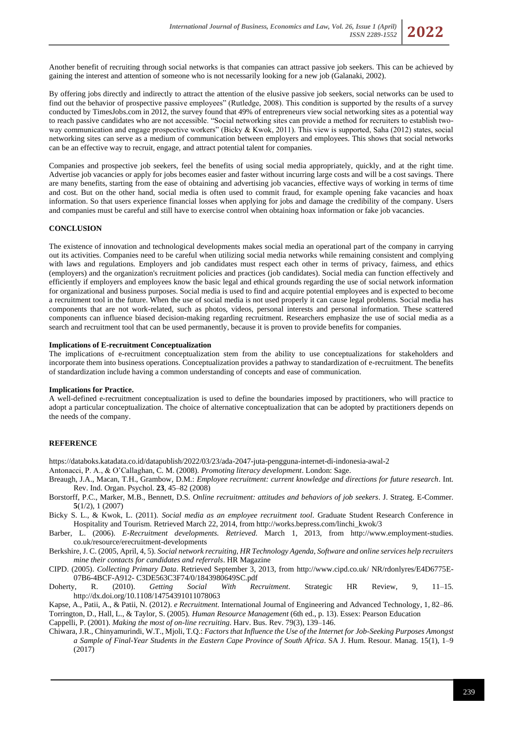Another benefit of recruiting through social networks is that companies can attract passive job seekers. This can be achieved by gaining the interest and attention of someone who is not necessarily looking for a new job (Galanaki, 2002).

By offering jobs directly and indirectly to attract the attention of the elusive passive job seekers, social networks can be used to find out the behavior of prospective passive employees" (Rutledge, 2008). This condition is supported by the results of a survey conducted by TimesJobs.com in 2012, the survey found that 49% of entrepreneurs view social networking sites as a potential way to reach passive candidates who are not accessible. "Social networking sites can provide a method for recruiters to establish two-way communication and engage prospective workers" (Bicky & Kwok, 2011). This view is supported, Saha (2012) states, social networking sites can serve as a medium of communication between employers and employees. This shows that social networks can be an effective way to recruit, engage, and attract potential talent for companies.

Companies and prospective job seekers, feel the benefits of using social media appropriately, quickly, and at the right time. Advertise job vacancies or apply for jobs becomes easier and faster without incurring large costs and will be a cost savings. There are many benefits, starting from the ease of obtaining and advertising job vacancies, effective ways of working in terms of time and cost. But on the other hand, social media is often used to commit fraud, for example opening fake vacancies and hoax information. So that users experience financial losses when applying for jobs and damage the credibility of the company. Users and companies must be careful and still have to exercise control when obtaining hoax information or fake job vacancies.

## CONCLUSION

The existence of innovation and technological developments makes social media an operational part of the company in carrying out its activities. Companies need to be careful when utilizing social media networks while remaining consistent and complying with laws and regulations. Employers and job candidates must respect each other in terms of privacy, fairness, and ethics (employers) and the organization's recruitment policies and practices (job candidates). Social media can function effectively and efficiently if employers and employees know the basic legal and ethical grounds regarding the use of social network information for organizational and business purposes. Social media is used to find and acquire potential employees and is expected to become a recruitment tool in the future. When the use of social media is not used properly it can cause legal problems. Social media has components that are not work-related, such as photos, videos, personal interests and personal information. These scattered components can influence biased decision-making regarding recruitment. Researchers emphasize the use of social media as a search and recruitment tool that can be used permanently, because it is proven to provide benefits for companies.

### Implications of E-recruitment Conceptualization

The implications of e-recruitment conceptualization stem from the ability to use conceptualizations for stakeholders and incorporate them into business operations. Conceptualization provides a pathway to standardization of e-recruitment. The benefits of standardization include having a common understanding of concepts and ease of communication.

### Implications for Practice.

A well-defined e-recruitment conceptualization is used to define the boundaries imposed by practitioners, who will practice to adopt a particular conceptualization. The choice of alternative conceptualization that can be adopted by practitioners depends on the needs of the company.

## REFERENCE

https://databoks.katadata.co.id/datapublish/2022/03/23/ada-2047-juta-pengguna-internet-di-indonesia-awal-2

Antonacci, P. A., & O'Callaghan, C. M. (2008). *Promoting literacy development*. London: Sage.

Breaugh, J.A., Macan, T.H., Grambow, D.M.: *Employee recruitment: current knowledge and directions for future research*. Int. Rev. Ind. Organ. Psychol. **23**, 45–82 (2008)

Borstorff, P.C., Marker, M.B., Bennett, D.S. *Online recruitment: attitudes and behaviors of job seekers*. J. Strateg. E-Commer. **5**(1/2), 1 (2007)

Bicky S. L., & Kwok, L. (2011). *Social media as an employee recruitment tool*. Graduate Student Research Conference in Hospitality and Tourism. Retrieved March 22, 2014, from http://works.bepress.com/linchi_kwok/3

Barber, L. (2006). *E-Recruitment developments. Retrieved.* March 1, 2013, from http://www.employment-studies.co.uk/resource/erecruitment-developments

Berkshire, J. C. (2005, April, 4, 5). *Social network recruiting, HR Technology Agenda, Software and online services help recruiters mine their contacts for candidates and referrals*. HR Magazine

CIPD. (2005). *Collecting Primary Data*. Retrieved September 3, 2013, from http://www.cipd.co.uk/ NR/rdonlyres/E4D6775E-07B6-4BCF-A912- C3DE563C3F74/0/1843980649SC.pdf

Doherty, R. (2010). *Getting Social With Recruitment*. Strategic HR Review, 9, 11–15. http://dx.doi.org/10.1108/14754391011078063

Kapse, A., Patii, A., & Patii, N. (2012). *e Recruitment*. International Journal of Engineering and Advanced Technology, 1, 82–86.

Torrington, D., Hall, L., & Taylor, S. (2005). *Human Resource Management* (6th ed., p. 13). Essex: Pearson Education

Cappelli, P. (2001). *Making the most of on-line recruiting*. Harv. Bus. Rev. 79(3), 139–146.

Chiwara, J.R., Chinyamurindi, W.T., Mjoli, T.Q.: *Factors that Influence the Use of the Internet for Job-Seeking Purposes Amongst a Sample of Final-Year Students in the Eastern Cape Province of South Africa*. SA J. Hum. Resour. Manag. 15(1), 1–9 (2017)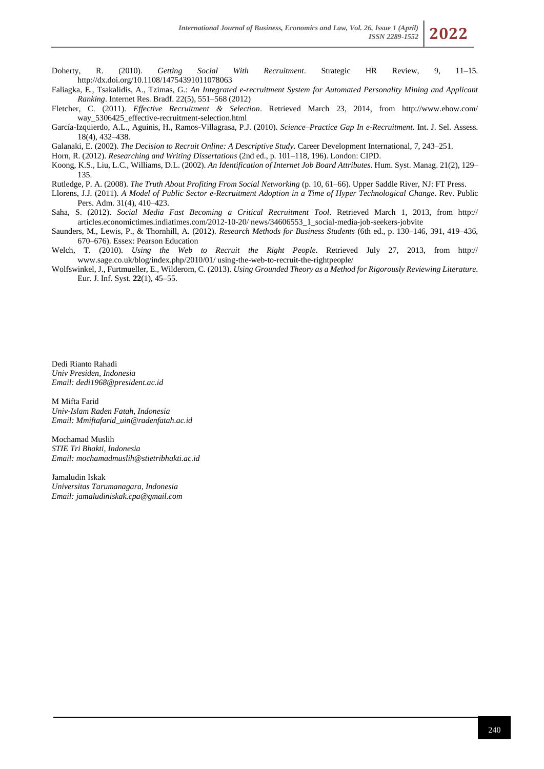Doherty, R. (2010). *Getting Social With Recruitment*. Strategic HR Review, 9, 11–15. http://dx.doi.org/10.1108/14754391011078063

Faliagka, E., Tsakalidis, A., Tzimas, G.: *An Integrated e-recruitment System for Automated Personality Mining and Applicant Ranking*. Internet Res. Bradf. 22(5), 551–568 (2012)

Fletcher, C. (2011). *Effective Recruitment & Selection*. Retrieved March 23, 2014, from http://www.ehow.com/ way_5306425_effective-recruitment-selection.html

García-Izquierdo, A.L., Aguinis, H., Ramos-Villagrasa, P.J. (2010). *Science–Practice Gap In e-Recruitment*. Int. J. Sel. Assess. 18(4), 432–438.

Galanaki, E. (2002). *The Decision to Recruit Online: A Descriptive Study*. Career Development International, 7, 243–251.

Horn, R. (2012). *Researching and Writing Dissertations* (2nd ed., p. 101–118, 196). London: CIPD.

Koong, K.S., Liu, L.C., Williams, D.L. (2002). *An Identification of Internet Job Board Attributes*. Hum. Syst. Manag. 21(2), 129–135.

Rutledge, P. A. (2008). *The Truth About Profiting From Social Networking* (p. 10, 61–66). Upper Saddle River, NJ: FT Press.

Llorens, J.J. (2011). *A Model of Public Sector e-Recruitment Adoption in a Time of Hyper Technological Change*. Rev. Public Pers. Adm. 31(4), 410–423.

Saha, S. (2012). *Social Media Fast Becoming a Critical Recruitment Tool*. Retrieved March 1, 2013, from http:// articles.economictimes.indiatimes.com/2012-10-20/ news/34606553_1_social-media-job-seekers-jobvite

Saunders, M., Lewis, P., & Thornhill, A. (2012). *Research Methods for Business Students* (6th ed., p. 130–146, 391, 419–436, 670–676). Essex: Pearson Education

Welch, T. (2010). *Using the Web to Recruit the Right People*. Retrieved July 27, 2013, from http:// www.sage.co.uk/blog/index.php/2010/01/ using-the-web-to-recruit-the-rightpeople/

Wolfswinkel, J., Furtmueller, E., Wilderom, C. (2013). *Using Grounded Theory as a Method for Rigorously Reviewing Literature*. Eur. J. Inf. Syst. **22**(1), 45–55.

Dedi Rianto Rahadi
*Univ Presiden, Indonesia*
*Email: dedi1968@president.ac.id*

M Mifta Farid
*Univ-Islam Raden Fatah, Indonesia*
*Email: Mmiftafarid_uin@radenfatah.ac.id*

Mochamad Muslih
*STIE Tri Bhakti, Indonesia*
*Email: mochamadmuslih@stietribhakti.ac.id*

Jamaludin Iskak
*Universitas Tarumanagara, Indonesia*
*Email: jamaludiniskak.cpa@gmail.com*